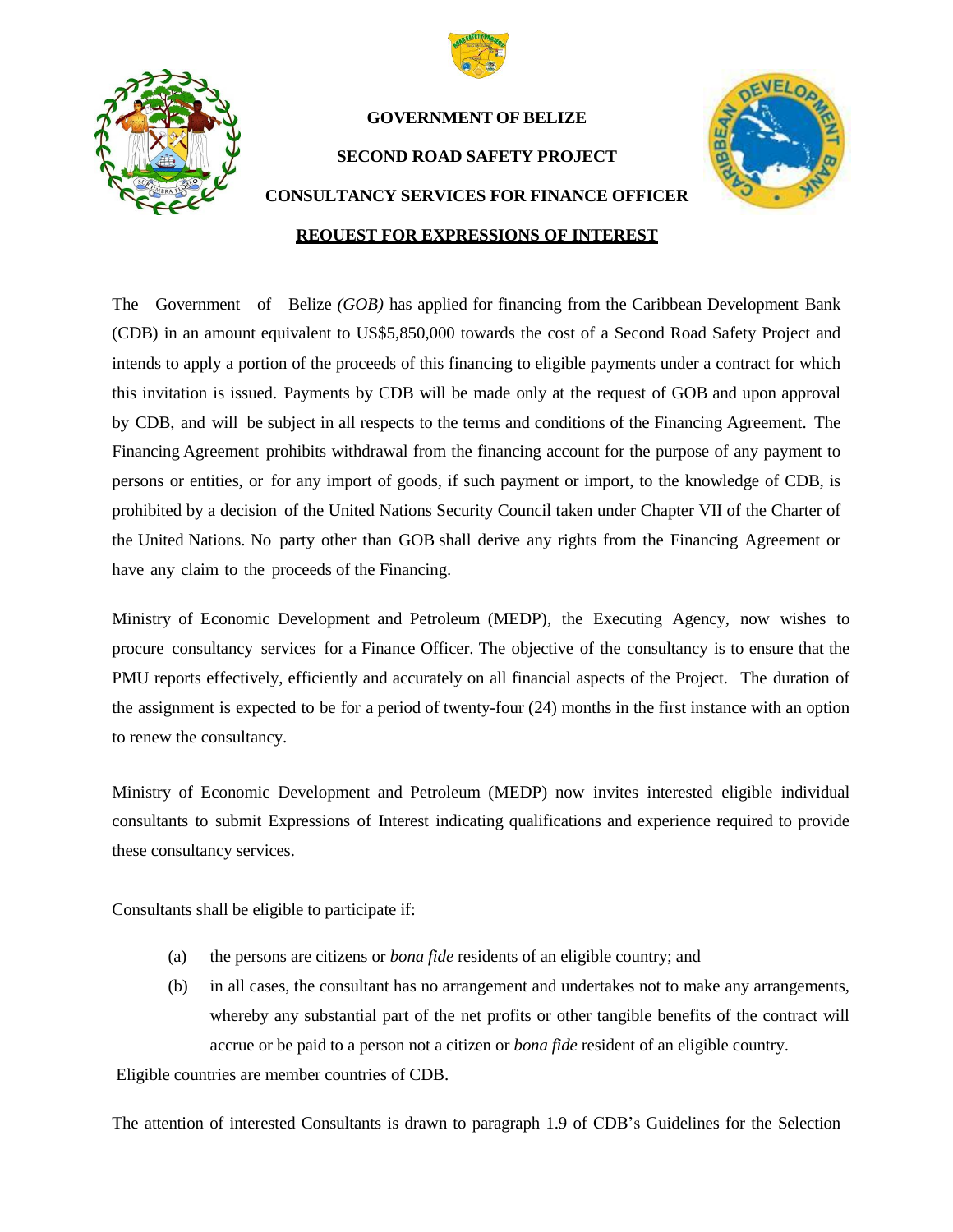# GOVERNMENT OF BELIZE

## SECOND ROAD SAFETY PROJECT

## CONSULTANCY SERVICES FOR FINANCE OFFICER

## REQUEST FOR EXPRESSIONS OF INTEREST

The Government of Belize *(GOB)* has applied for financing from the Caribbean Development Bank (CDB) in an amount equivalent to US$5,850,000 towards the cost of a Second Road Safety Project and intends to apply a portion of the proceeds of this financing to eligible payments under a contract for which this invitation is issued. Payments by CDB will be made only at the request of GOB and upon approval by CDB, and will be subject in all respects to the terms and conditions of the Financing Agreement. The Financing Agreement prohibits withdrawal from the financing account for the purpose of any payment to persons or entities, or for any import of goods, if such payment or import, to the knowledge of CDB, is prohibited by a decision of the United Nations Security Council taken under Chapter VII of the Charter of the United Nations. No party other than GOB shall derive any rights from the Financing Agreement or have any claim to the proceeds of the Financing.

Ministry of Economic Development and Petroleum (MEDP), the Executing Agency, now wishes to procure consultancy services for a Finance Officer. The objective of the consultancy is to ensure that the PMU reports effectively, efficiently and accurately on all financial aspects of the Project. The duration of the assignment is expected to be for a period of twenty-four (24) months in the first instance with an option to renew the consultancy.

Ministry of Economic Development and Petroleum (MEDP) now invites interested eligible individual consultants to submit Expressions of Interest indicating qualifications and experience required to provide these consultancy services.

Consultants shall be eligible to participate if:

(a) the persons are citizens or *bona fide* residents of an eligible country; and

(b) in all cases, the consultant has no arrangement and undertakes not to make any arrangements, whereby any substantial part of the net profits or other tangible benefits of the contract will accrue or be paid to a person not a citizen or *bona fide* resident of an eligible country.

Eligible countries are member countries of CDB.

The attention of interested Consultants is drawn to paragraph 1.9 of CDB's Guidelines for the Selection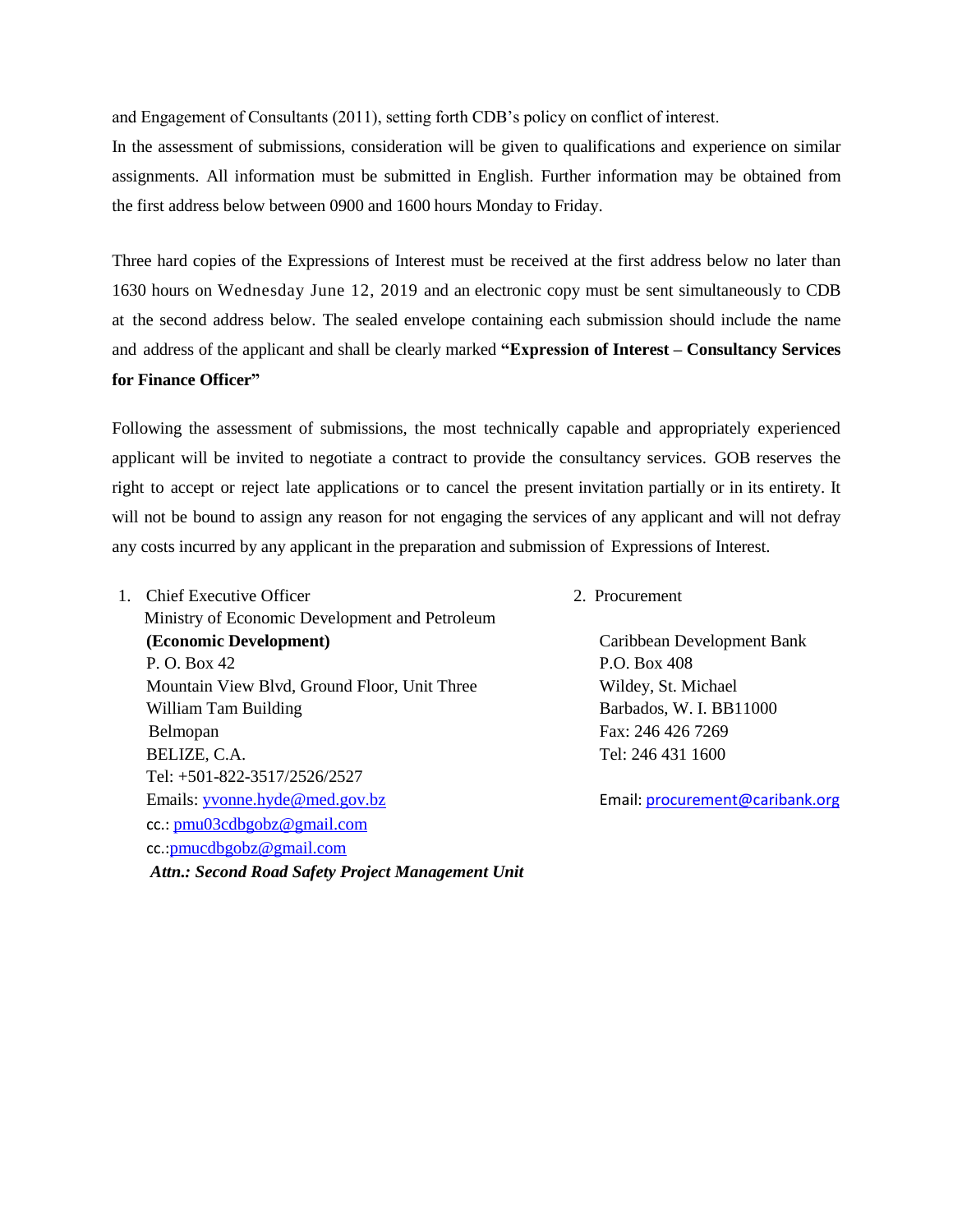and Engagement of Consultants (2011), setting forth CDB's policy on conflict of interest.

In the assessment of submissions, consideration will be given to qualifications and experience on similar assignments. All information must be submitted in English. Further information may be obtained from the first address below between 0900 and 1600 hours Monday to Friday.

Three hard copies of the Expressions of Interest must be received at the first address below no later than 1630 hours on Wednesday June 12, 2019 and an electronic copy must be sent simultaneously to CDB at the second address below. The sealed envelope containing each submission should include the name and address of the applicant and shall be clearly marked **"Expression of Interest – Consultancy Services for Finance Officer"**

Following the assessment of submissions, the most technically capable and appropriately experienced applicant will be invited to negotiate a contract to provide the consultancy services. GOB reserves the right to accept or reject late applications or to cancel the present invitation partially or in its entirety. It will not be bound to assign any reason for not engaging the services of any applicant and will not defray any costs incurred by any applicant in the preparation and submission of Expressions of Interest.

1. Chief Executive Officer
   Ministry of Economic Development and Petroleum
   **(Economic Development)**
   P. O. Box 42
   Mountain View Blvd, Ground Floor, Unit Three
   William Tam Building
   Belmopan
   BELIZE, C.A.
   Tel: +501-822-3517/2526/2527
   Emails: yvonne.hyde@med.gov.bz
   cc.: pmu03cdbgobz@gmail.com
   cc.:pmucdbgobz@gmail.com
   ***Attn.: Second Road Safety Project Management Unit***

2. Procurement

   Caribbean Development Bank
   P.O. Box 408
   Wildey, St. Michael
   Barbados, W. I. BB11000
   Fax: 246 426 7269
   Tel: 246 431 1600

   Email: procurement@caribank.org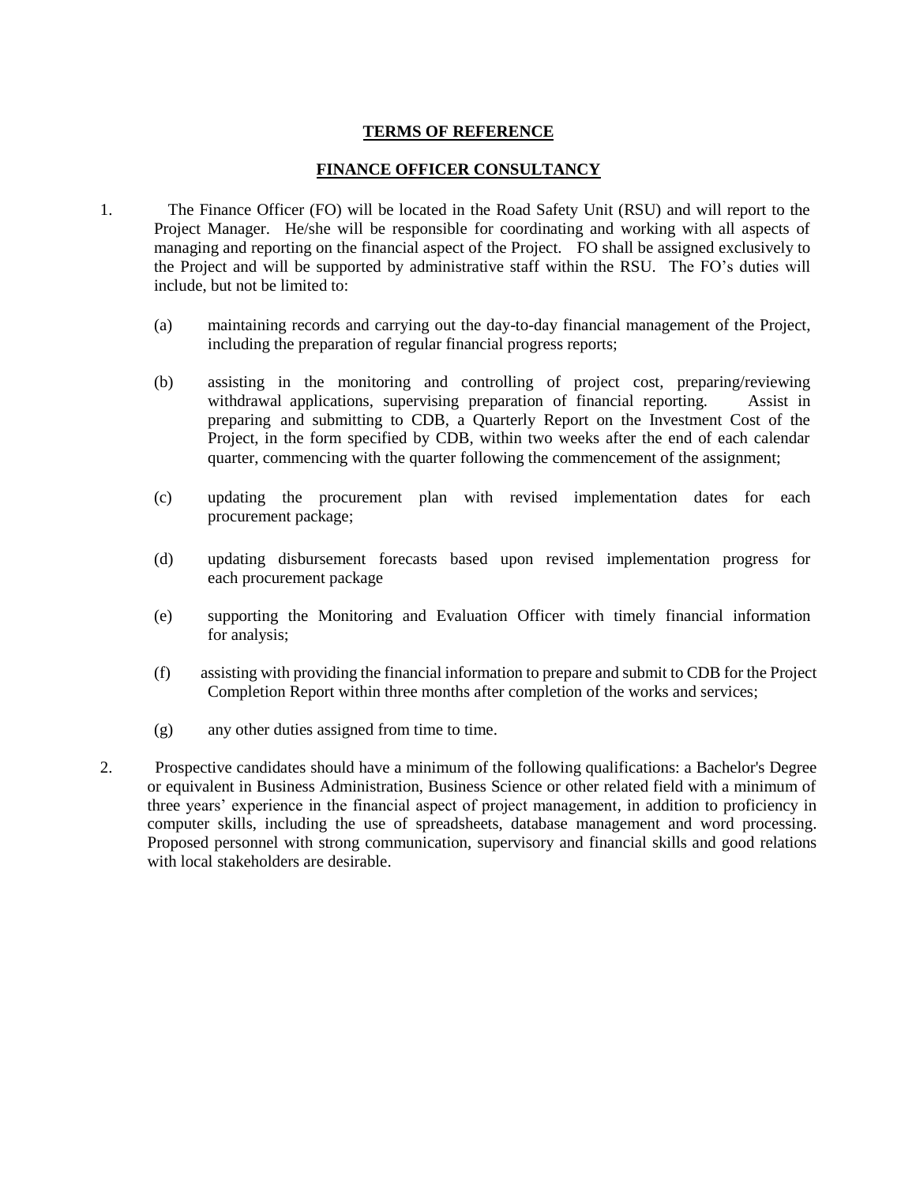# TERMS OF REFERENCE

## FINANCE OFFICER CONSULTANCY

1. The Finance Officer (FO) will be located in the Road Safety Unit (RSU) and will report to the Project Manager. He/she will be responsible for coordinating and working with all aspects of managing and reporting on the financial aspect of the Project. FO shall be assigned exclusively to the Project and will be supported by administrative staff within the RSU. The FO's duties will include, but not be limited to:

   (a) maintaining records and carrying out the day-to-day financial management of the Project, including the preparation of regular financial progress reports;

   (b) assisting in the monitoring and controlling of project cost, preparing/reviewing withdrawal applications, supervising preparation of financial reporting. Assist in preparing and submitting to CDB, a Quarterly Report on the Investment Cost of the Project, in the form specified by CDB, within two weeks after the end of each calendar quarter, commencing with the quarter following the commencement of the assignment;

   (c) updating the procurement plan with revised implementation dates for each procurement package;

   (d) updating disbursement forecasts based upon revised implementation progress for each procurement package

   (e) supporting the Monitoring and Evaluation Officer with timely financial information for analysis;

   (f) assisting with providing the financial information to prepare and submit to CDB for the Project Completion Report within three months after completion of the works and services;

   (g) any other duties assigned from time to time.

2. Prospective candidates should have a minimum of the following qualifications: a Bachelor's Degree or equivalent in Business Administration, Business Science or other related field with a minimum of three years' experience in the financial aspect of project management, in addition to proficiency in computer skills, including the use of spreadsheets, database management and word processing. Proposed personnel with strong communication, supervisory and financial skills and good relations with local stakeholders are desirable.